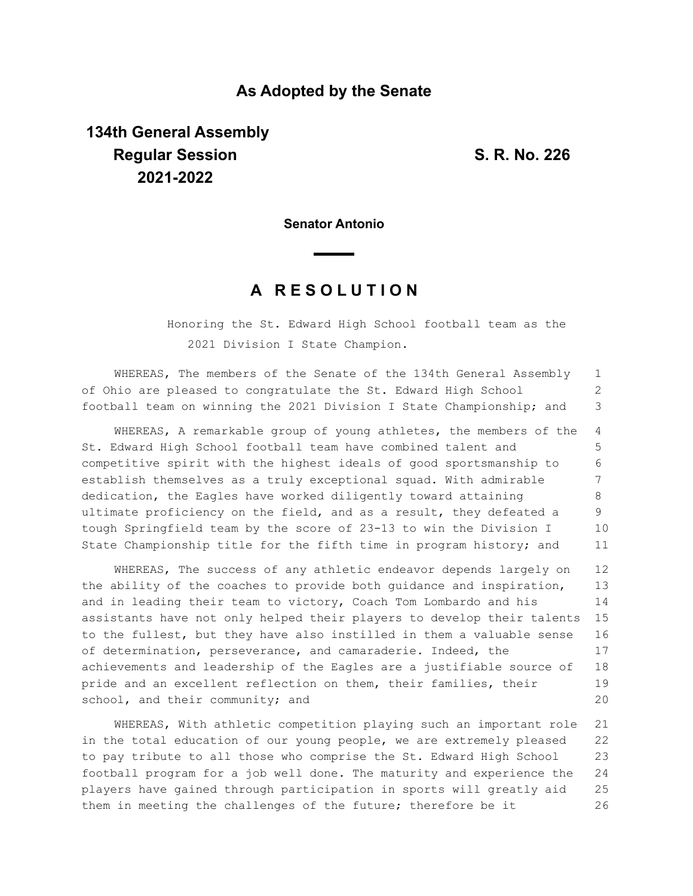# As Adopted by the Senate

**134th General Assembly**
**Regular Session**
**2021-2022**

**S. R. No. 226**

**Senator Antonio**

## A RESOLUTION

Honoring the St. Edward High School football team as the 2021 Division I State Champion.

WHEREAS, The members of the Senate of the 134th General Assembly of Ohio are pleased to congratulate the St. Edward High School football team on winning the 2021 Division I State Championship; and

WHEREAS, A remarkable group of young athletes, the members of the St. Edward High School football team have combined talent and competitive spirit with the highest ideals of good sportsmanship to establish themselves as a truly exceptional squad. With admirable dedication, the Eagles have worked diligently toward attaining ultimate proficiency on the field, and as a result, they defeated a tough Springfield team by the score of 23-13 to win the Division I State Championship title for the fifth time in program history; and

WHEREAS, The success of any athletic endeavor depends largely on the ability of the coaches to provide both guidance and inspiration, and in leading their team to victory, Coach Tom Lombardo and his assistants have not only helped their players to develop their talents to the fullest, but they have also instilled in them a valuable sense of determination, perseverance, and camaraderie. Indeed, the achievements and leadership of the Eagles are a justifiable source of pride and an excellent reflection on them, their families, their school, and their community; and

WHEREAS, With athletic competition playing such an important role in the total education of our young people, we are extremely pleased to pay tribute to all those who comprise the St. Edward High School football program for a job well done. The maturity and experience the players have gained through participation in sports will greatly aid them in meeting the challenges of the future; therefore be it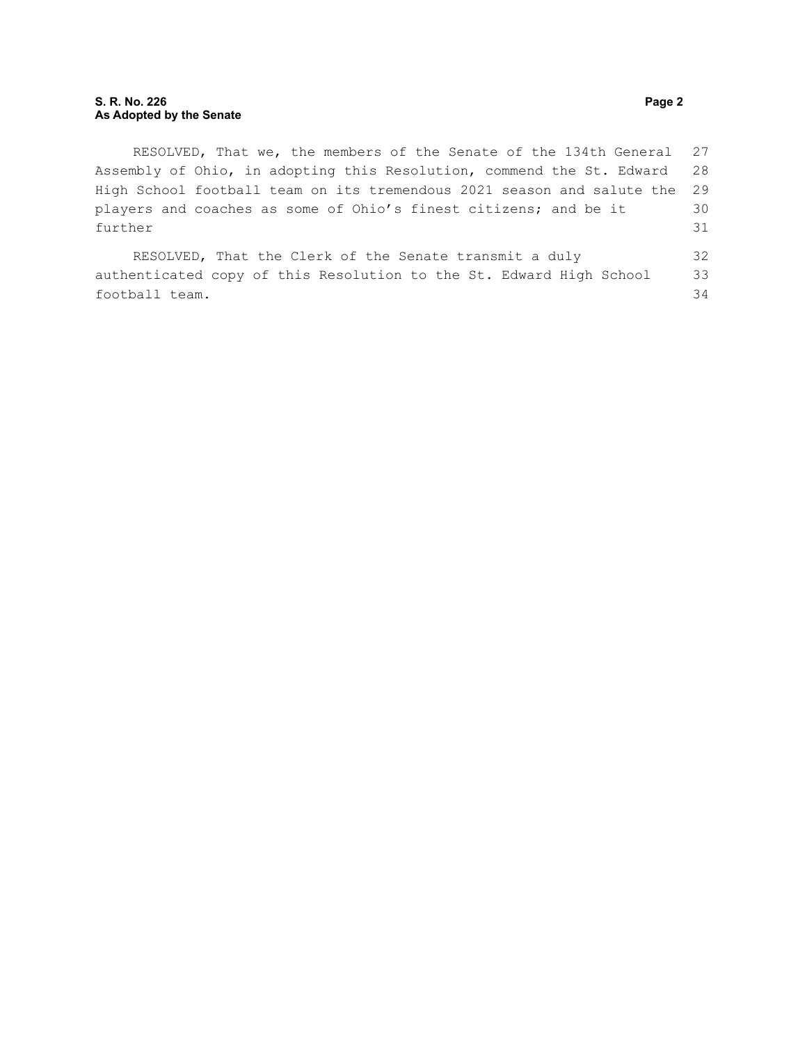RESOLVED, That we, the members of the Senate of the 134th General Assembly of Ohio, in adopting this Resolution, commend the St. Edward High School football team on its tremendous 2021 season and salute the players and coaches as some of Ohio's finest citizens; and be it further

RESOLVED, That the Clerk of the Senate transmit a duly authenticated copy of this Resolution to the St. Edward High School football team.